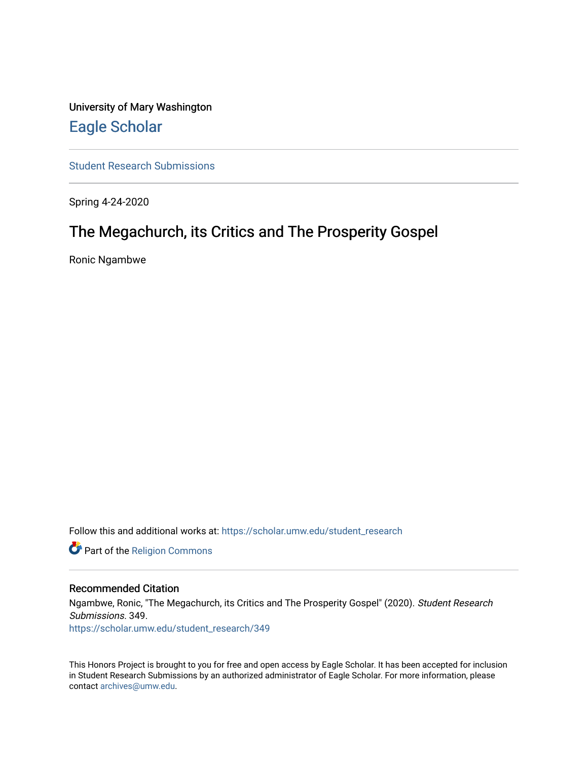University of Mary Washington

# Eagle Scholar

Student Research Submissions

Spring 4-24-2020

## The Megachurch, its Critics and The Prosperity Gospel

Ronic Ngambwe

Follow this and additional works at: https://scholar.umw.edu/student_research

Part of the Religion Commons

### Recommended Citation

Ngambwe, Ronic, "The Megachurch, its Critics and The Prosperity Gospel" (2020). *Student Research Submissions*. 349.
https://scholar.umw.edu/student_research/349

This Honors Project is brought to you for free and open access by Eagle Scholar. It has been accepted for inclusion in Student Research Submissions by an authorized administrator of Eagle Scholar. For more information, please contact archives@umw.edu.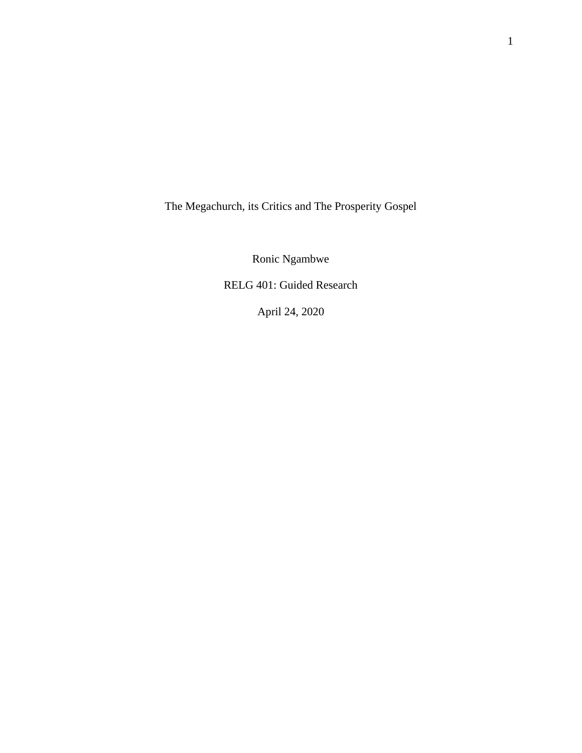# The Megachurch, its Critics and The Prosperity Gospel

Ronic Ngambwe

RELG 401: Guided Research

April 24, 2020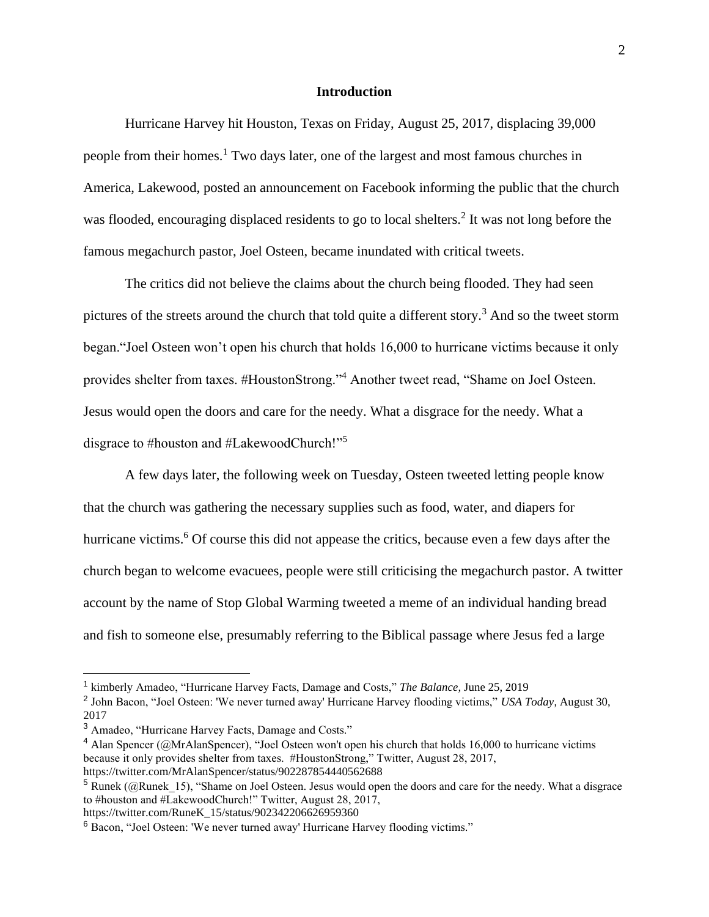## Introduction

Hurricane Harvey hit Houston, Texas on Friday, August 25, 2017, displacing 39,000 people from their homes.[1] Two days later, one of the largest and most famous churches in America, Lakewood, posted an announcement on Facebook informing the public that the church was flooded, encouraging displaced residents to go to local shelters.[2] It was not long before the famous megachurch pastor, Joel Osteen, became inundated with critical tweets.

The critics did not believe the claims about the church being flooded. They had seen pictures of the streets around the church that told quite a different story.[3] And so the tweet storm began."Joel Osteen won't open his church that holds 16,000 to hurricane victims because it only provides shelter from taxes. #HoustonStrong."[4] Another tweet read, "Shame on Joel Osteen. Jesus would open the doors and care for the needy. What a disgrace for the needy. What a disgrace to #houston and #LakewoodChurch!"[5]

A few days later, the following week on Tuesday, Osteen tweeted letting people know that the church was gathering the necessary supplies such as food, water, and diapers for hurricane victims.[6] Of course this did not appease the critics, because even a few days after the church began to welcome evacuees, people were still criticising the megachurch pastor. A twitter account by the name of Stop Global Warming tweeted a meme of an individual handing bread and fish to someone else, presumably referring to the Biblical passage where Jesus fed a large

---

[1] kimberly Amadeo, "Hurricane Harvey Facts, Damage and Costs," *The Balance,* June 25, 2019

[2] John Bacon, "Joel Osteen: 'We never turned away' Hurricane Harvey flooding victims," *USA Today*, August 30, 2017

[3] Amadeo, "Hurricane Harvey Facts, Damage and Costs."

[4] Alan Spencer (@MrAlanSpencer), "Joel Osteen won't open his church that holds 16,000 to hurricane victims because it only provides shelter from taxes. #HoustonStrong," Twitter, August 28, 2017, https://twitter.com/MrAlanSpencer/status/902287854440562688

[5] Runek (@Runek_15), "Shame on Joel Osteen. Jesus would open the doors and care for the needy. What a disgrace to #houston and #LakewoodChurch!" Twitter, August 28, 2017, https://twitter.com/RuneK_15/status/902342206626959360

[6] Bacon, "Joel Osteen: 'We never turned away' Hurricane Harvey flooding victims."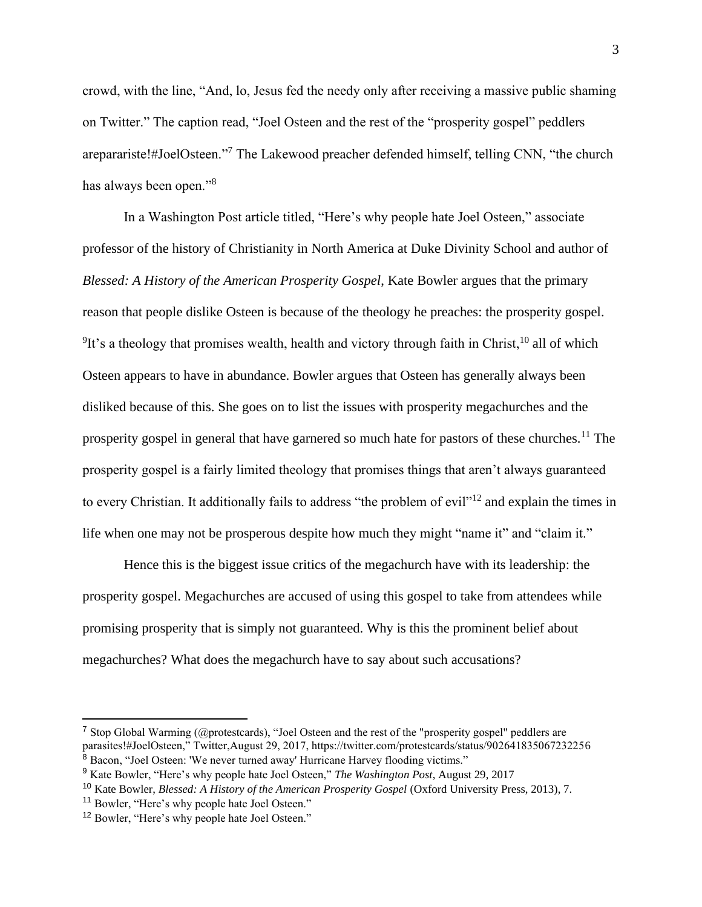crowd, with the line, "And, lo, Jesus fed the needy only after receiving a massive public shaming on Twitter." The caption read, "Joel Osteen and the rest of the "prosperity gospel" peddlers arepararistе!#JoelOsteen."[7] The Lakewood preacher defended himself, telling CNN, "the church has always been open."[8]

In a Washington Post article titled, "Here's why people hate Joel Osteen," associate professor of the history of Christianity in North America at Duke Divinity School and author of *Blessed: A History of the American Prosperity Gospel*, Kate Bowler argues that the primary reason that people dislike Osteen is because of the theology he preaches: the prosperity gospel. [9]It's a theology that promises wealth, health and victory through faith in Christ,[10] all of which Osteen appears to have in abundance. Bowler argues that Osteen has generally always been disliked because of this. She goes on to list the issues with prosperity megachurches and the prosperity gospel in general that have garnered so much hate for pastors of these churches.[11] The prosperity gospel is a fairly limited theology that promises things that aren't always guaranteed to every Christian. It additionally fails to address "the problem of evil"[12] and explain the times in life when one may not be prosperous despite how much they might "name it" and "claim it."

Hence this is the biggest issue critics of the megachurch have with its leadership: the prosperity gospel. Megachurches are accused of using this gospel to take from attendees while promising prosperity that is simply not guaranteed. Why is this the prominent belief about megachurches? What does the megachurch have to say about such accusations?

---

[7] Stop Global Warming (@protestcards), "Joel Osteen and the rest of the "prosperity gospel" peddlers are parasites!#JoelOsteen," Twitter,August 29, 2017, https://twitter.com/protestcards/status/902641835067232256

[8] Bacon, "Joel Osteen: 'We never turned away' Hurricane Harvey flooding victims."

[9] Kate Bowler, "Here's why people hate Joel Osteen," *The Washington Post*, August 29, 2017

[10] Kate Bowler, *Blessed: A History of the American Prosperity Gospel* (Oxford University Press, 2013), 7.

[11] Bowler, "Here's why people hate Joel Osteen."

[12] Bowler, "Here's why people hate Joel Osteen."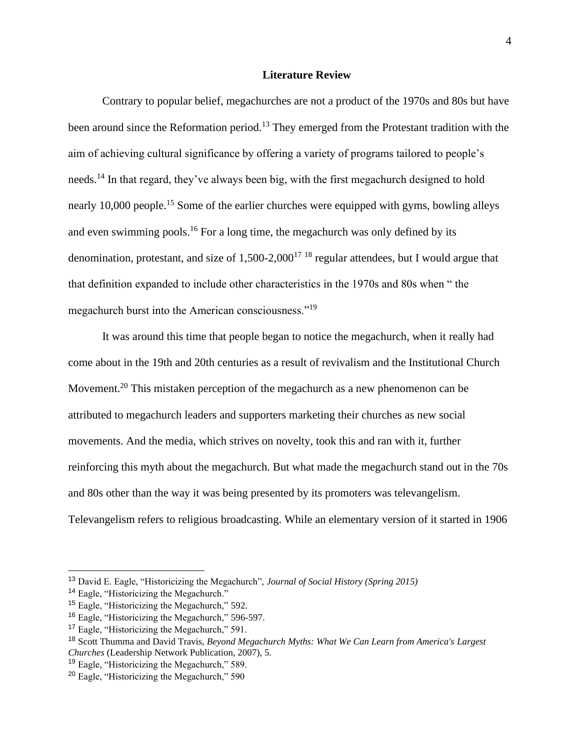## Literature Review

Contrary to popular belief, megachurches are not a product of the 1970s and 80s but have been around since the Reformation period.[13] They emerged from the Protestant tradition with the aim of achieving cultural significance by offering a variety of programs tailored to people's needs.[14] In that regard, they've always been big, with the first megachurch designed to hold nearly 10,000 people.[15] Some of the earlier churches were equipped with gyms, bowling alleys and even swimming pools.[16] For a long time, the megachurch was only defined by its denomination, protestant, and size of 1,500-2,000[17] [18] regular attendees, but I would argue that that definition expanded to include other characteristics in the 1970s and 80s when " the megachurch burst into the American consciousness."[19]

It was around this time that people began to notice the megachurch, when it really had come about in the 19th and 20th centuries as a result of revivalism and the Institutional Church Movement.[20] This mistaken perception of the megachurch as a new phenomenon can be attributed to megachurch leaders and supporters marketing their churches as new social movements. And the media, which strives on novelty, took this and ran with it, further reinforcing this myth about the megachurch. But what made the megachurch stand out in the 70s and 80s other than the way it was being presented by its promoters was televangelism. Televangelism refers to religious broadcasting. While an elementary version of it started in 1906

---

[13] David E. Eagle, "Historicizing the Megachurch", *Journal of Social History (Spring 2015)*

[14] Eagle, "Historicizing the Megachurch."

[15] Eagle, "Historicizing the Megachurch," 592.

[16] Eagle, "Historicizing the Megachurch," 596-597.

[17] Eagle, "Historicizing the Megachurch," 591.

[18] Scott Thumma and David Travis, *Beyond Megachurch Myths: What We Can Learn from America's Largest Churches* (Leadership Network Publication, 2007), 5.

[19] Eagle, "Historicizing the Megachurch," 589.

[20] Eagle, "Historicizing the Megachurch," 590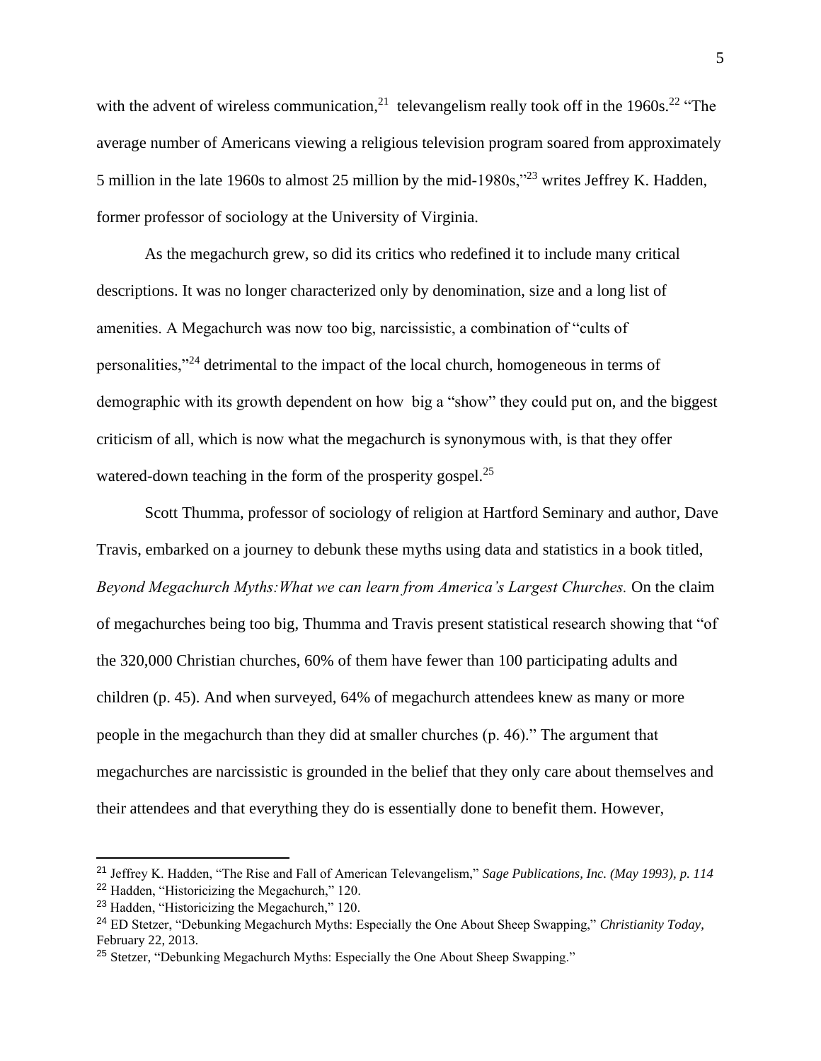with the advent of wireless communication,[21] televangelism really took off in the 1960s.[22] "The average number of Americans viewing a religious television program soared from approximately 5 million in the late 1960s to almost 25 million by the mid-1980s,"[23] writes Jeffrey K. Hadden, former professor of sociology at the University of Virginia.

As the megachurch grew, so did its critics who redefined it to include many critical descriptions. It was no longer characterized only by denomination, size and a long list of amenities. A Megachurch was now too big, narcissistic, a combination of "cults of personalities,"[24] detrimental to the impact of the local church, homogeneous in terms of demographic with its growth dependent on how big a "show" they could put on, and the biggest criticism of all, which is now what the megachurch is synonymous with, is that they offer watered-down teaching in the form of the prosperity gospel.[25]

Scott Thumma, professor of sociology of religion at Hartford Seminary and author, Dave Travis, embarked on a journey to debunk these myths using data and statistics in a book titled, *Beyond Megachurch Myths:What we can learn from America's Largest Churches.* On the claim of megachurches being too big, Thumma and Travis present statistical research showing that "of the 320,000 Christian churches, 60% of them have fewer than 100 participating adults and children (p. 45). And when surveyed, 64% of megachurch attendees knew as many or more people in the megachurch than they did at smaller churches (p. 46)." The argument that megachurches are narcissistic is grounded in the belief that they only care about themselves and their attendees and that everything they do is essentially done to benefit them. However,

---

[21] Jeffrey K. Hadden, "The Rise and Fall of American Televangelism," *Sage Publications, Inc. (May 1993), p. 114*

[22] Hadden, "Historicizing the Megachurch," 120.

[23] Hadden, "Historicizing the Megachurch," 120.

[24] ED Stetzer, "Debunking Megachurch Myths: Especially the One About Sheep Swapping," *Christianity Today*, February 22, 2013.

[25] Stetzer, "Debunking Megachurch Myths: Especially the One About Sheep Swapping."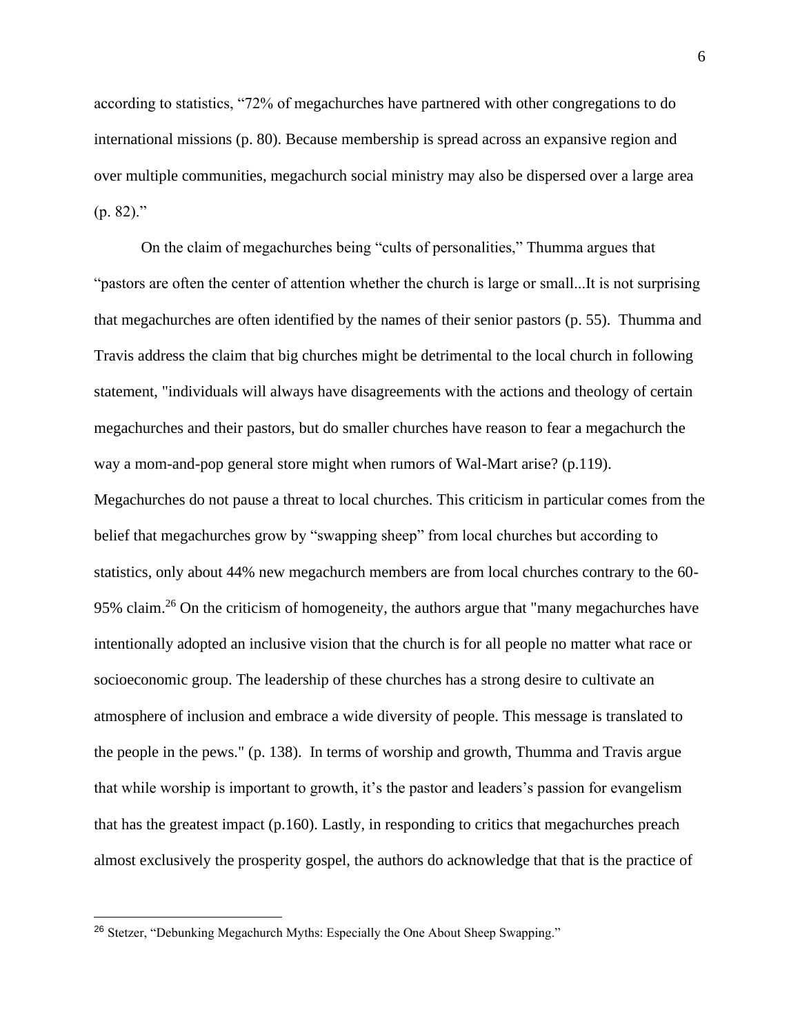according to statistics, "72% of megachurches have partnered with other congregations to do international missions (p. 80). Because membership is spread across an expansive region and over multiple communities, megachurch social ministry may also be dispersed over a large area (p. 82)."

On the claim of megachurches being "cults of personalities," Thumma argues that "pastors are often the center of attention whether the church is large or small...It is not surprising that megachurches are often identified by the names of their senior pastors (p. 55). Thumma and Travis address the claim that big churches might be detrimental to the local church in following statement, "individuals will always have disagreements with the actions and theology of certain megachurches and their pastors, but do smaller churches have reason to fear a megachurch the way a mom-and-pop general store might when rumors of Wal-Mart arise? (p.119). Megachurches do not pause a threat to local churches. This criticism in particular comes from the belief that megachurches grow by "swapping sheep" from local churches but according to statistics, only about 44% new megachurch members are from local churches contrary to the 60-95% claim.[26] On the criticism of homogeneity, the authors argue that "many megachurches have intentionally adopted an inclusive vision that the church is for all people no matter what race or socioeconomic group. The leadership of these churches has a strong desire to cultivate an atmosphere of inclusion and embrace a wide diversity of people. This message is translated to the people in the pews." (p. 138). In terms of worship and growth, Thumma and Travis argue that while worship is important to growth, it's the pastor and leaders's passion for evangelism that has the greatest impact (p.160). Lastly, in responding to critics that megachurches preach almost exclusively the prosperity gospel, the authors do acknowledge that that is the practice of

[26] Stetzer, "Debunking Megachurch Myths: Especially the One About Sheep Swapping."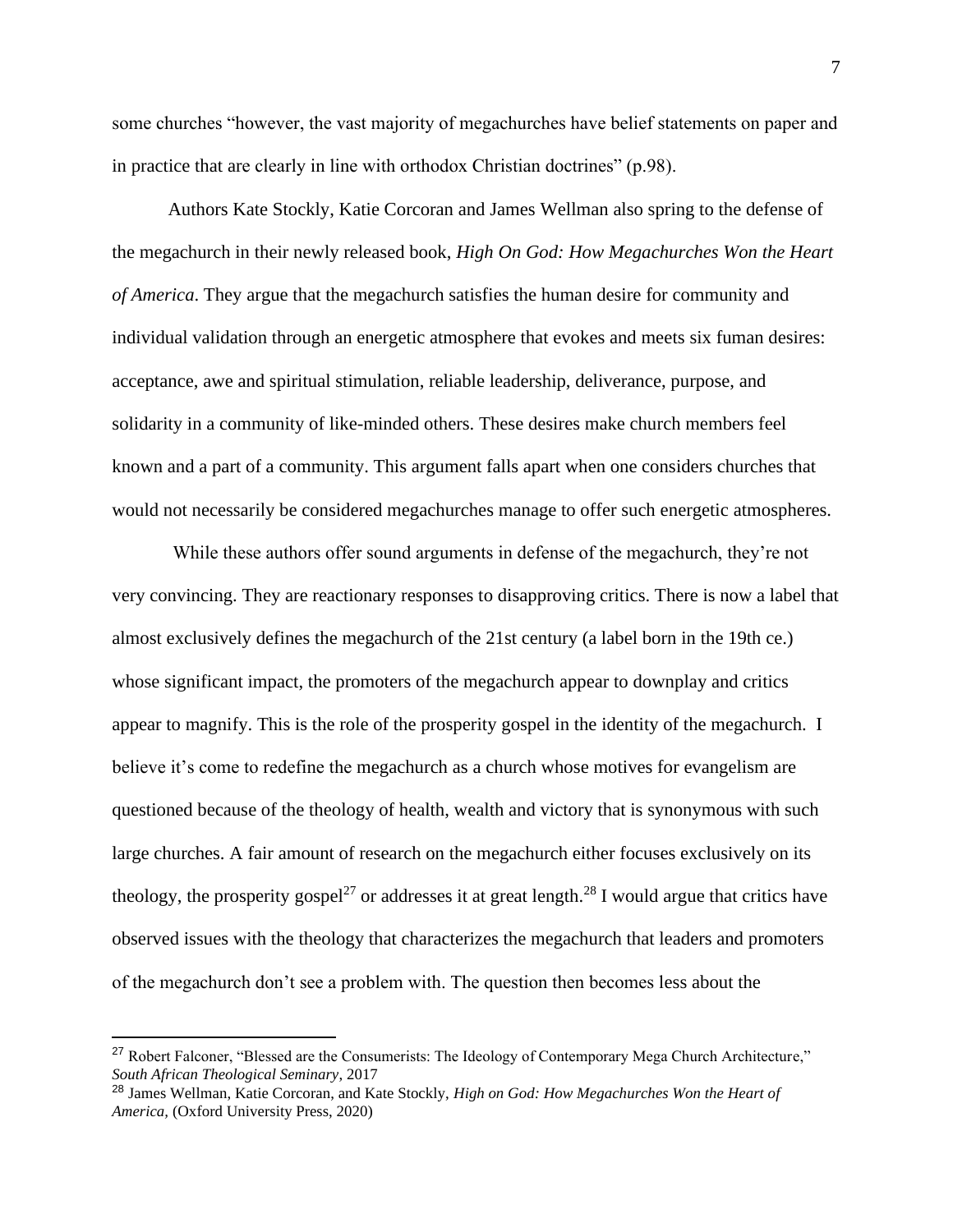some churches "however, the vast majority of megachurches have belief statements on paper and in practice that are clearly in line with orthodox Christian doctrines" (p.98).

Authors Kate Stockly, Katie Corcoran and James Wellman also spring to the defense of the megachurch in their newly released book, *High On God: How Megachurches Won the Heart of America*. They argue that the megachurch satisfies the human desire for community and individual validation through an energetic atmosphere that evokes and meets six fuman desires: acceptance, awe and spiritual stimulation, reliable leadership, deliverance, purpose, and solidarity in a community of like-minded others. These desires make church members feel known and a part of a community. This argument falls apart when one considers churches that would not necessarily be considered megachurches manage to offer such energetic atmospheres.

While these authors offer sound arguments in defense of the megachurch, they're not very convincing. They are reactionary responses to disapproving critics. There is now a label that almost exclusively defines the megachurch of the 21st century (a label born in the 19th ce.) whose significant impact, the promoters of the megachurch appear to downplay and critics appear to magnify. This is the role of the prosperity gospel in the identity of the megachurch. I believe it's come to redefine the megachurch as a church whose motives for evangelism are questioned because of the theology of health, wealth and victory that is synonymous with such large churches. A fair amount of research on the megachurch either focuses exclusively on its theology, the prosperity gospel[27] or addresses it at great length.[28] I would argue that critics have observed issues with the theology that characterizes the megachurch that leaders and promoters of the megachurch don't see a problem with. The question then becomes less about the

[27] Robert Falconer, "Blessed are the Consumerists: The Ideology of Contemporary Mega Church Architecture," *South African Theological Seminary*, 2017

[28] James Wellman, Katie Corcoran, and Kate Stockly, *High on God: How Megachurches Won the Heart of America*, (Oxford University Press, 2020)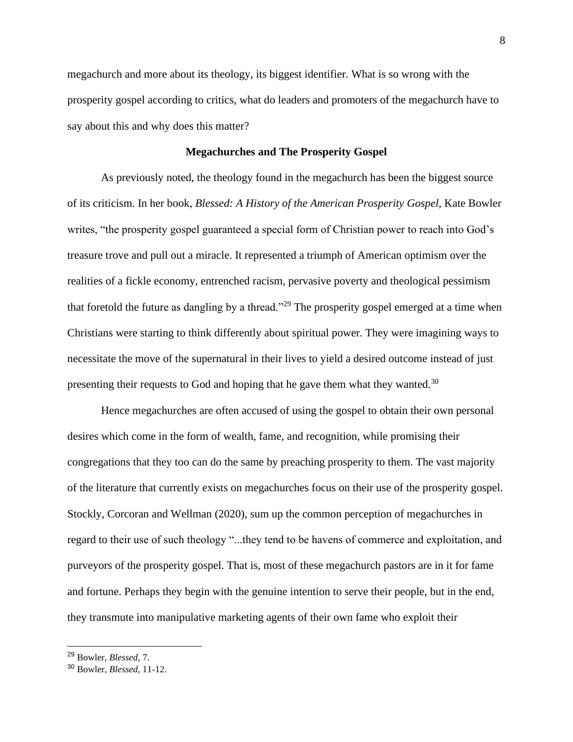megachurch and more about its theology, its biggest identifier. What is so wrong with the prosperity gospel according to critics, what do leaders and promoters of the megachurch have to say about this and why does this matter?

## Megachurches and The Prosperity Gospel

As previously noted, the theology found in the megachurch has been the biggest source of its criticism. In her book, *Blessed: A History of the American Prosperity Gospel,* Kate Bowler writes, "the prosperity gospel guaranteed a special form of Christian power to reach into God's treasure trove and pull out a miracle. It represented a triumph of American optimism over the realities of a fickle economy, entrenched racism, pervasive poverty and theological pessimism that foretold the future as dangling by a thread."[29] The prosperity gospel emerged at a time when Christians were starting to think differently about spiritual power. They were imagining ways to necessitate the move of the supernatural in their lives to yield a desired outcome instead of just presenting their requests to God and hoping that he gave them what they wanted.[30]

Hence megachurches are often accused of using the gospel to obtain their own personal desires which come in the form of wealth, fame, and recognition, while promising their congregations that they too can do the same by preaching prosperity to them. The vast majority of the literature that currently exists on megachurches focus on their use of the prosperity gospel. Stockly, Corcoran and Wellman (2020), sum up the common perception of megachurches in regard to their use of such theology "...they tend to be havens of commerce and exploitation, and purveyors of the prosperity gospel. That is, most of these megachurch pastors are in it for fame and fortune. Perhaps they begin with the genuine intention to serve their people, but in the end, they transmute into manipulative marketing agents of their own fame who exploit their

---

[29] Bowler, *Blessed,* 7.

[30] Bowler, *Blessed,* 11-12.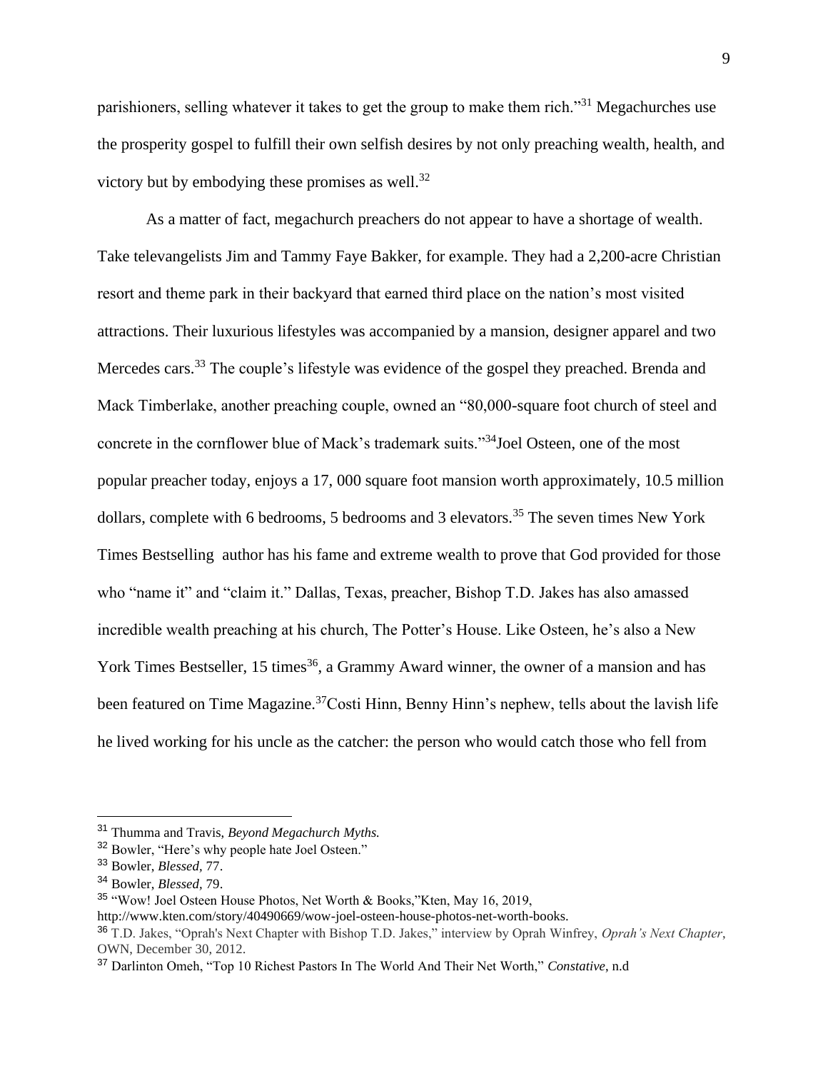parishioners, selling whatever it takes to get the group to make them rich."[31] Megachurches use the prosperity gospel to fulfill their own selfish desires by not only preaching wealth, health, and victory but by embodying these promises as well.[32]

As a matter of fact, megachurch preachers do not appear to have a shortage of wealth. Take televangelists Jim and Tammy Faye Bakker, for example. They had a 2,200-acre Christian resort and theme park in their backyard that earned third place on the nation's most visited attractions. Their luxurious lifestyles was accompanied by a mansion, designer apparel and two Mercedes cars.[33] The couple's lifestyle was evidence of the gospel they preached. Brenda and Mack Timberlake, another preaching couple, owned an "80,000-square foot church of steel and concrete in the cornflower blue of Mack's trademark suits."[34]Joel Osteen, one of the most popular preacher today, enjoys a 17, 000 square foot mansion worth approximately, 10.5 million dollars, complete with 6 bedrooms, 5 bedrooms and 3 elevators.[35] The seven times New York Times Bestselling author has his fame and extreme wealth to prove that God provided for those who "name it" and "claim it." Dallas, Texas, preacher, Bishop T.D. Jakes has also amassed incredible wealth preaching at his church, The Potter's House. Like Osteen, he's also a New York Times Bestseller, 15 times[36], a Grammy Award winner, the owner of a mansion and has been featured on Time Magazine.[37]Costi Hinn, Benny Hinn's nephew, tells about the lavish life he lived working for his uncle as the catcher: the person who would catch those who fell from

---

[31] Thumma and Travis, *Beyond Megachurch Myths.*

[32] Bowler, "Here's why people hate Joel Osteen."

[33] Bowler, *Blessed,* 77.

[34] Bowler, *Blessed,* 79.

[35] "Wow! Joel Osteen House Photos, Net Worth & Books,"Kten, May 16, 2019, http://www.kten.com/story/40490669/wow-joel-osteen-house-photos-net-worth-books.

[36] T.D. Jakes, "Oprah's Next Chapter with Bishop T.D. Jakes," interview by Oprah Winfrey, *Oprah's Next Chapter*, OWN, December 30, 2012.

[37] Darlinton Omeh, "Top 10 Richest Pastors In The World And Their Net Worth," *Constative*, n.d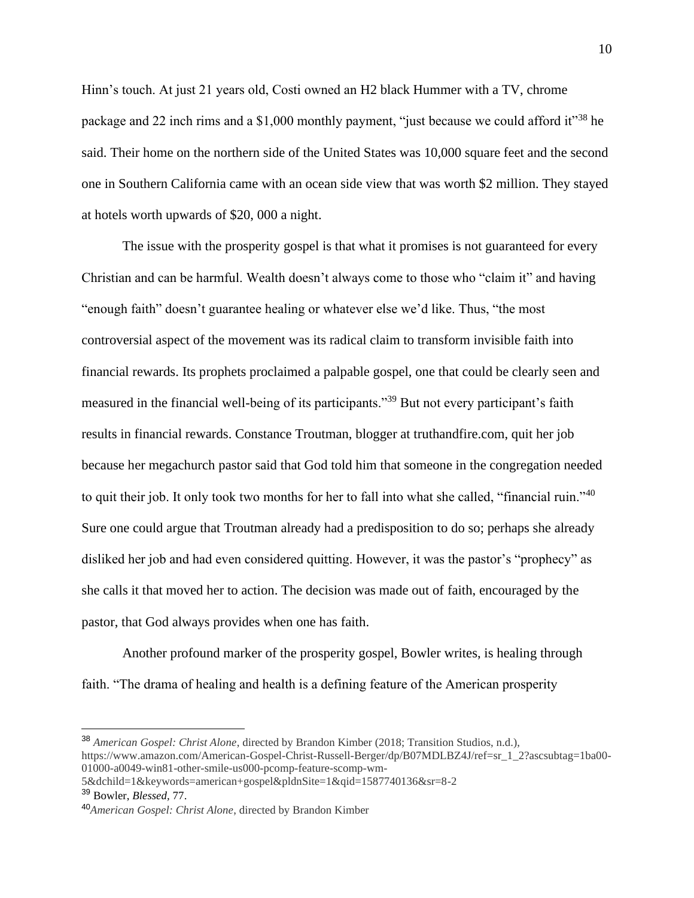Hinn's touch. At just 21 years old, Costi owned an H2 black Hummer with a TV, chrome package and 22 inch rims and a $1,000 monthly payment, "just because we could afford it"[38] he said. Their home on the northern side of the United States was 10,000 square feet and the second one in Southern California came with an ocean side view that was worth $2 million. They stayed at hotels worth upwards of $20, 000 a night.

The issue with the prosperity gospel is that what it promises is not guaranteed for every Christian and can be harmful. Wealth doesn't always come to those who "claim it" and having "enough faith" doesn't guarantee healing or whatever else we'd like. Thus, "the most controversial aspect of the movement was its radical claim to transform invisible faith into financial rewards. Its prophets proclaimed a palpable gospel, one that could be clearly seen and measured in the financial well-being of its participants."[39] But not every participant's faith results in financial rewards. Constance Troutman, blogger at truthandfire.com, quit her job because her megachurch pastor said that God told him that someone in the congregation needed to quit their job. It only took two months for her to fall into what she called, "financial ruin."[40] Sure one could argue that Troutman already had a predisposition to do so; perhaps she already disliked her job and had even considered quitting. However, it was the pastor's "prophecy" as she calls it that moved her to action. The decision was made out of faith, encouraged by the pastor, that God always provides when one has faith.

Another profound marker of the prosperity gospel, Bowler writes, is healing through faith. "The drama of healing and health is a defining feature of the American prosperity

---

[38] *American Gospel: Christ Alone*, directed by Brandon Kimber (2018; Transition Studios, n.d.), https://www.amazon.com/American-Gospel-Christ-Russell-Berger/dp/B07MDLBZ4J/ref=sr_1_2?ascsubtag=1ba00-01000-a0049-win81-other-smile-us000-pcomp-feature-scomp-wm-5&dchild=1&keywords=american+gospel&pldnSite=1&qid=1587740136&sr=8-2

[39] Bowler, *Blessed*, 77.

[40] *American Gospel: Christ Alone*, directed by Brandon Kimber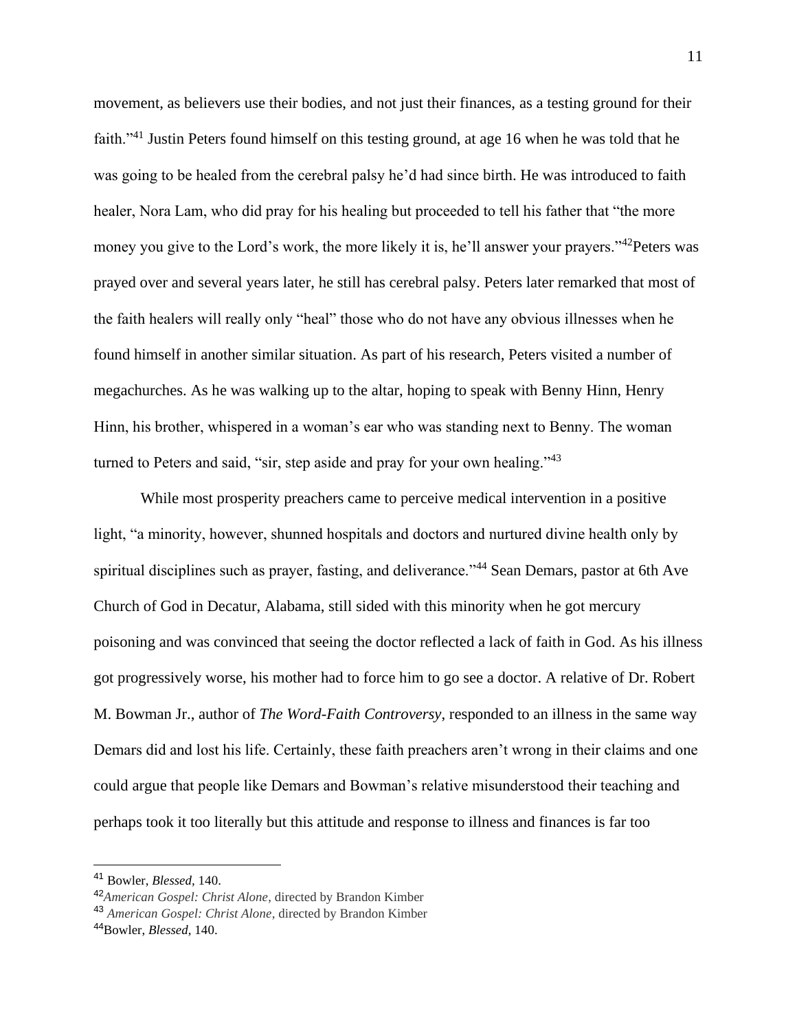movement, as believers use their bodies, and not just their finances, as a testing ground for their faith."[41] Justin Peters found himself on this testing ground, at age 16 when he was told that he was going to be healed from the cerebral palsy he'd had since birth. He was introduced to faith healer, Nora Lam, who did pray for his healing but proceeded to tell his father that "the more money you give to the Lord's work, the more likely it is, he'll answer your prayers."[42]Peters was prayed over and several years later, he still has cerebral palsy. Peters later remarked that most of the faith healers will really only "heal" those who do not have any obvious illnesses when he found himself in another similar situation. As part of his research, Peters visited a number of megachurches. As he was walking up to the altar, hoping to speak with Benny Hinn, Henry Hinn, his brother, whispered in a woman's ear who was standing next to Benny. The woman turned to Peters and said, "sir, step aside and pray for your own healing."[43]

While most prosperity preachers came to perceive medical intervention in a positive light, "a minority, however, shunned hospitals and doctors and nurtured divine health only by spiritual disciplines such as prayer, fasting, and deliverance."[44] Sean Demars, pastor at 6th Ave Church of God in Decatur, Alabama, still sided with this minority when he got mercury poisoning and was convinced that seeing the doctor reflected a lack of faith in God. As his illness got progressively worse, his mother had to force him to go see a doctor. A relative of Dr. Robert M. Bowman Jr., author of *The Word-Faith Controversy*, responded to an illness in the same way Demars did and lost his life. Certainly, these faith preachers aren't wrong in their claims and one could argue that people like Demars and Bowman's relative misunderstood their teaching and perhaps took it too literally but this attitude and response to illness and finances is far too

---

[41] Bowler, *Blessed*, 140.
[42]*American Gospel: Christ Alone*, directed by Brandon Kimber
[43] *American Gospel: Christ Alone*, directed by Brandon Kimber
[44]Bowler, *Blessed*, 140.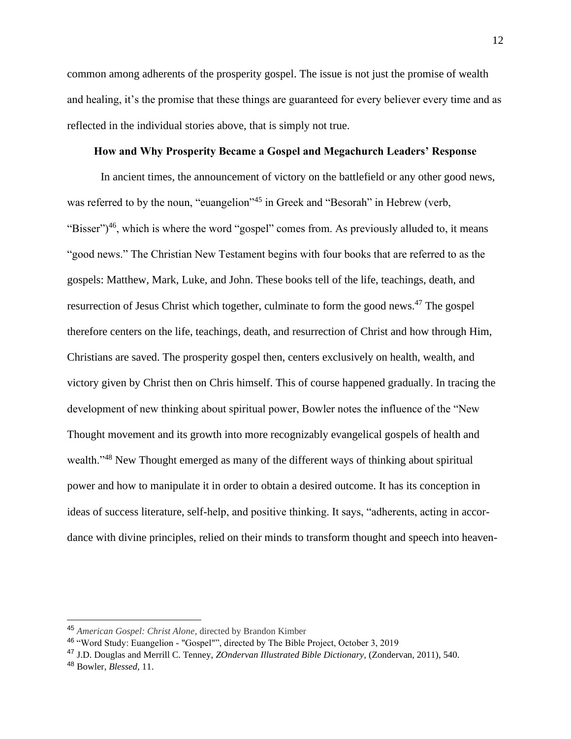common among adherents of the prosperity gospel. The issue is not just the promise of wealth and healing, it's the promise that these things are guaranteed for every believer every time and as reflected in the individual stories above, that is simply not true.

### How and Why Prosperity Became a Gospel and Megachurch Leaders' Response

In ancient times, the announcement of victory on the battlefield or any other good news, was referred to by the noun, "euangelion"[45] in Greek and "Besorah" in Hebrew (verb, "Bisser")[46], which is where the word "gospel" comes from. As previously alluded to, it means "good news." The Christian New Testament begins with four books that are referred to as the gospels: Matthew, Mark, Luke, and John. These books tell of the life, teachings, death, and resurrection of Jesus Christ which together, culminate to form the good news.[47] The gospel therefore centers on the life, teachings, death, and resurrection of Christ and how through Him, Christians are saved. The prosperity gospel then, centers exclusively on health, wealth, and victory given by Christ then on Chris himself. This of course happened gradually. In tracing the development of new thinking about spiritual power, Bowler notes the influence of the "New Thought movement and its growth into more recognizably evangelical gospels of health and wealth."[48] New Thought emerged as many of the different ways of thinking about spiritual power and how to manipulate it in order to obtain a desired outcome. It has its conception in ideas of success literature, self-help, and positive thinking. It says, "adherents, acting in accordance with divine principles, relied on their minds to transform thought and speech into heaven-

---

[45] *American Gospel: Christ Alone,* directed by Brandon Kimber

[46] "Word Study: Euangelion - "Gospel"", directed by The Bible Project, October 3, 2019

[47] J.D. Douglas and Merrill C. Tenney, *ZOndervan Illustrated Bible Dictionary,* (Zondervan, 2011), 540.

[48] Bowler, *Blessed,* 11.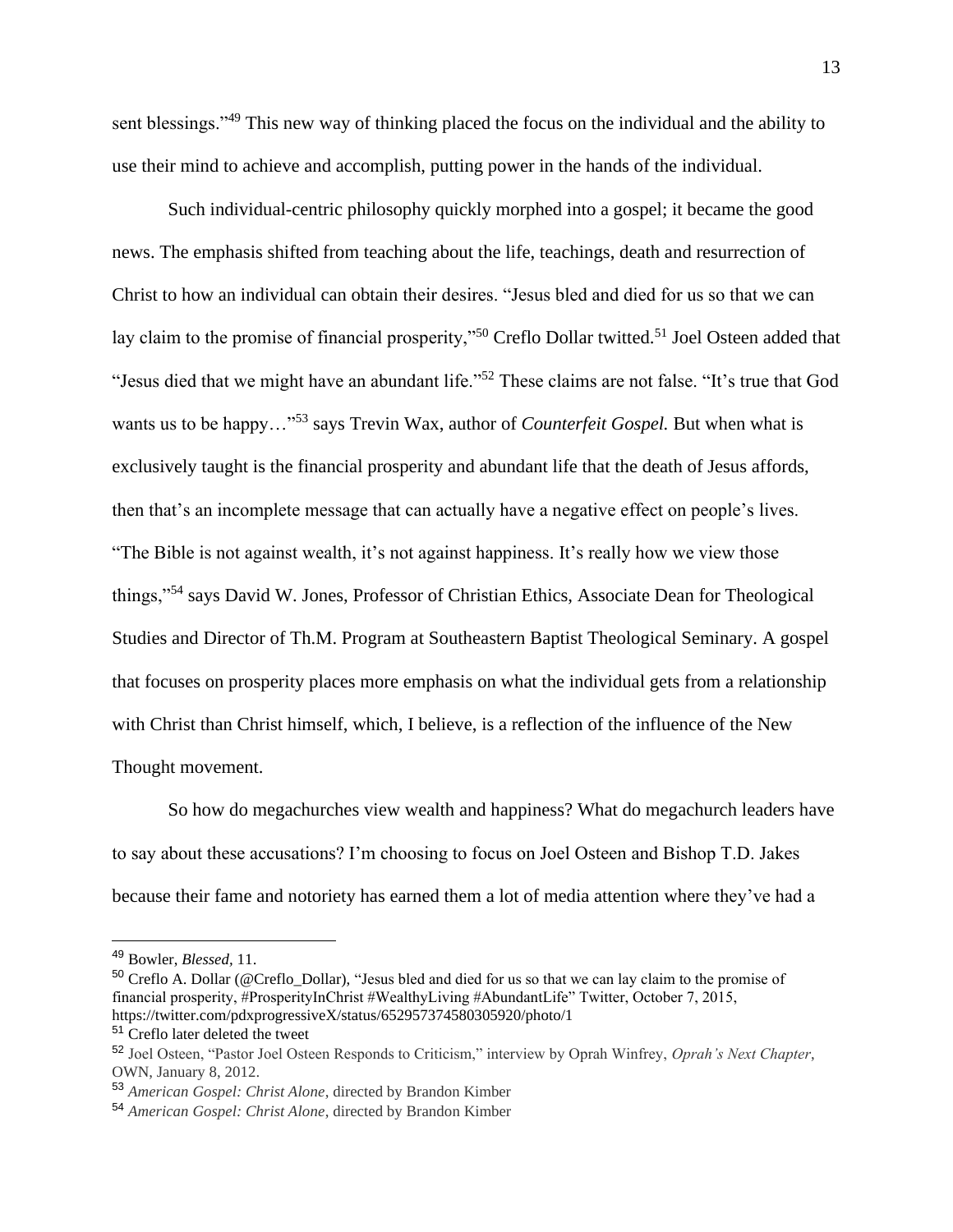sent blessings."[49] This new way of thinking placed the focus on the individual and the ability to use their mind to achieve and accomplish, putting power in the hands of the individual.

Such individual-centric philosophy quickly morphed into a gospel; it became the good news. The emphasis shifted from teaching about the life, teachings, death and resurrection of Christ to how an individual can obtain their desires. "Jesus bled and died for us so that we can lay claim to the promise of financial prosperity,"[50] Creflo Dollar twitted.[51] Joel Osteen added that "Jesus died that we might have an abundant life."[52] These claims are not false. "It's true that God wants us to be happy…"[53] says Trevin Wax, author of *Counterfeit Gospel.* But when what is exclusively taught is the financial prosperity and abundant life that the death of Jesus affords, then that's an incomplete message that can actually have a negative effect on people's lives. "The Bible is not against wealth, it's not against happiness. It's really how we view those things,"[54] says David W. Jones, Professor of Christian Ethics, Associate Dean for Theological Studies and Director of Th.M. Program at Southeastern Baptist Theological Seminary. A gospel that focuses on prosperity places more emphasis on what the individual gets from a relationship with Christ than Christ himself, which, I believe, is a reflection of the influence of the New Thought movement.

So how do megachurches view wealth and happiness? What do megachurch leaders have to say about these accusations? I'm choosing to focus on Joel Osteen and Bishop T.D. Jakes because their fame and notoriety has earned them a lot of media attention where they've had a

---

[49] Bowler, *Blessed*, 11.

[50] Creflo A. Dollar (@Creflo_Dollar), "Jesus bled and died for us so that we can lay claim to the promise of financial prosperity, #ProsperityInChrist #WealthyLiving #AbundantLife" Twitter, October 7, 2015, https://twitter.com/pdxprogressiveX/status/652957374580305920/photo/1

[51] Creflo later deleted the tweet

[52] Joel Osteen, "Pastor Joel Osteen Responds to Criticism," interview by Oprah Winfrey, *Oprah's Next Chapter*, OWN, January 8, 2012.

[53] *American Gospel: Christ Alone*, directed by Brandon Kimber

[54] *American Gospel: Christ Alone*, directed by Brandon Kimber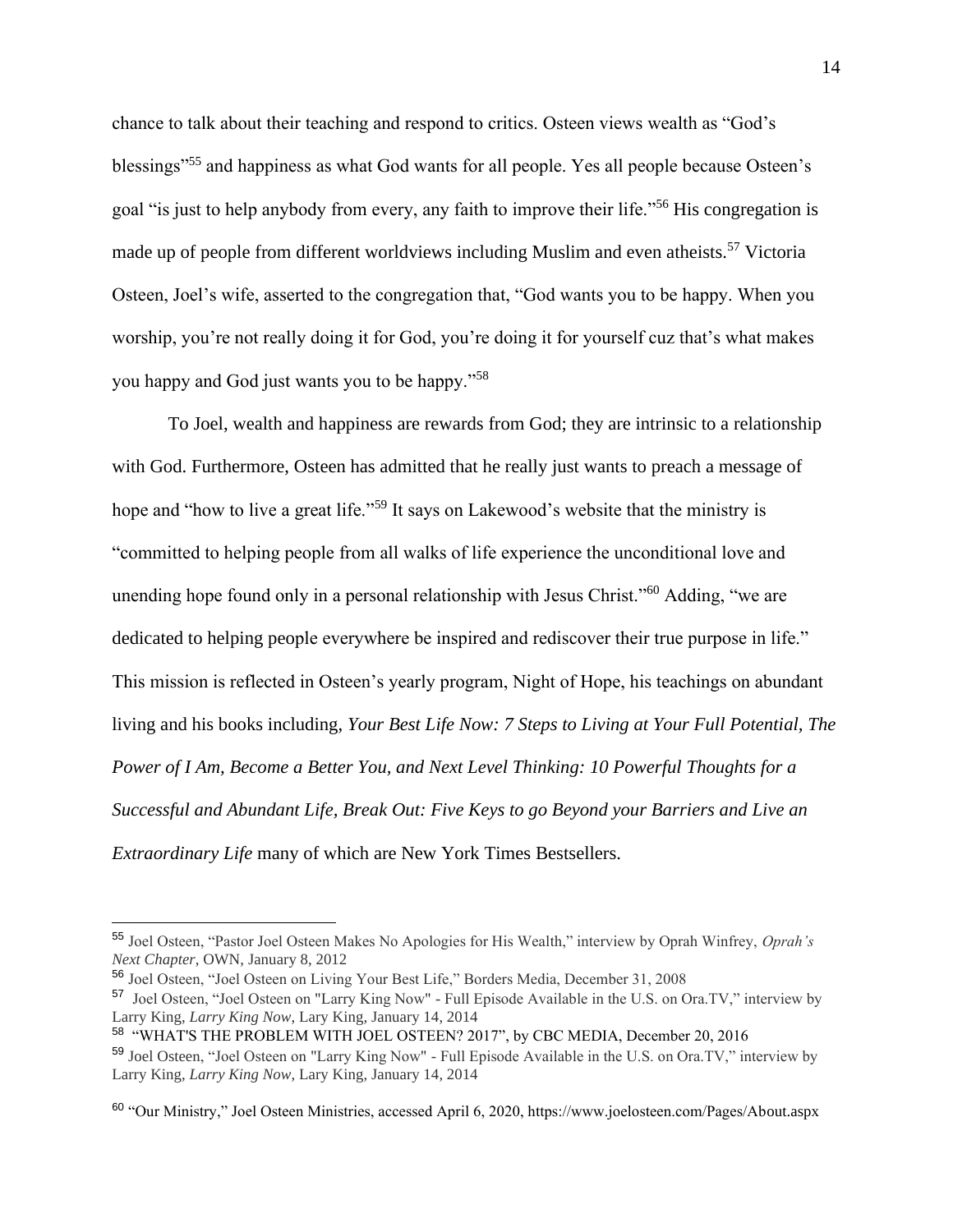chance to talk about their teaching and respond to critics. Osteen views wealth as "God's blessings"[55] and happiness as what God wants for all people. Yes all people because Osteen's goal "is just to help anybody from every, any faith to improve their life."[56] His congregation is made up of people from different worldviews including Muslim and even atheists.[57] Victoria Osteen, Joel's wife, asserted to the congregation that, "God wants you to be happy. When you worship, you're not really doing it for God, you're doing it for yourself cuz that's what makes you happy and God just wants you to be happy."[58]

To Joel, wealth and happiness are rewards from God; they are intrinsic to a relationship with God. Furthermore, Osteen has admitted that he really just wants to preach a message of hope and "how to live a great life."[59] It says on Lakewood's website that the ministry is "committed to helping people from all walks of life experience the unconditional love and unending hope found only in a personal relationship with Jesus Christ."[60] Adding, "we are dedicated to helping people everywhere be inspired and rediscover their true purpose in life." This mission is reflected in Osteen's yearly program, Night of Hope, his teachings on abundant living and his books including, *Your Best Life Now: 7 Steps to Living at Your Full Potential, The Power of I Am, Become a Better You, and Next Level Thinking: 10 Powerful Thoughts for a Successful and Abundant Life, Break Out: Five Keys to go Beyond your Barriers and Live an Extraordinary Life* many of which are New York Times Bestsellers.

---

[55] Joel Osteen, "Pastor Joel Osteen Makes No Apologies for His Wealth," interview by Oprah Winfrey, *Oprah's Next Chapter*, OWN, January 8, 2012

[56] Joel Osteen, "Joel Osteen on Living Your Best Life," Borders Media, December 31, 2008

[57] Joel Osteen, "Joel Osteen on "Larry King Now" - Full Episode Available in the U.S. on Ora.TV," interview by Larry King, *Larry King Now*, Lary King, January 14, 2014

[58] "WHAT'S THE PROBLEM WITH JOEL OSTEEN? 2017", by CBC MEDIA, December 20, 2016

[59] Joel Osteen, "Joel Osteen on "Larry King Now" - Full Episode Available in the U.S. on Ora.TV," interview by Larry King, *Larry King Now*, Lary King, January 14, 2014

[60] "Our Ministry," Joel Osteen Ministries, accessed April 6, 2020, https://www.joelosteen.com/Pages/About.aspx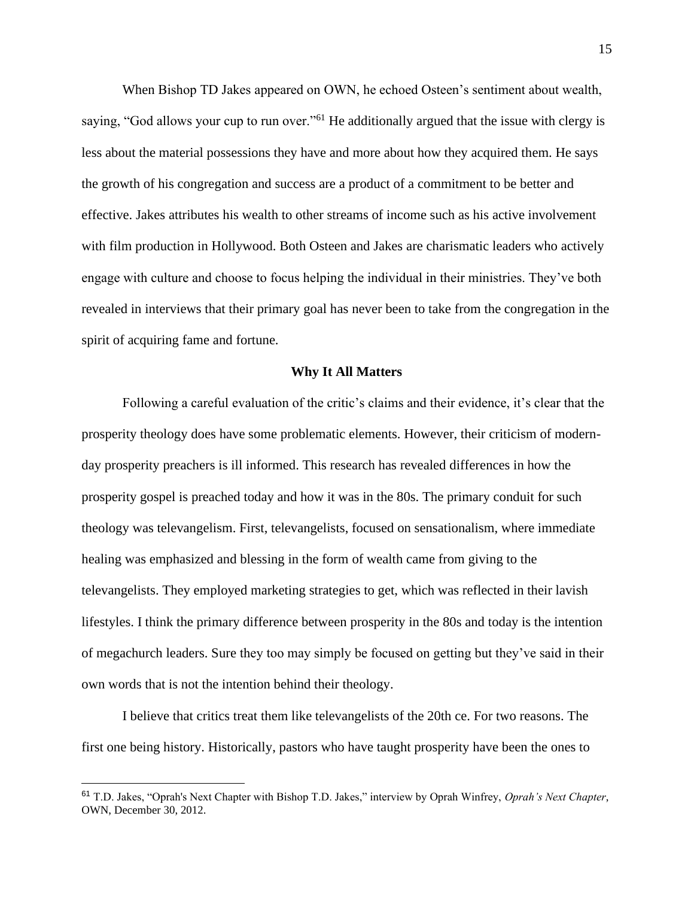When Bishop TD Jakes appeared on OWN, he echoed Osteen's sentiment about wealth, saying, "God allows your cup to run over."[61] He additionally argued that the issue with clergy is less about the material possessions they have and more about how they acquired them. He says the growth of his congregation and success are a product of a commitment to be better and effective. Jakes attributes his wealth to other streams of income such as his active involvement with film production in Hollywood. Both Osteen and Jakes are charismatic leaders who actively engage with culture and choose to focus helping the individual in their ministries. They've both revealed in interviews that their primary goal has never been to take from the congregation in the spirit of acquiring fame and fortune.

**Why It All Matters**

Following a careful evaluation of the critic's claims and their evidence, it's clear that the prosperity theology does have some problematic elements. However, their criticism of modern-day prosperity preachers is ill informed. This research has revealed differences in how the prosperity gospel is preached today and how it was in the 80s. The primary conduit for such theology was televangelism. First, televangelists, focused on sensationalism, where immediate healing was emphasized and blessing in the form of wealth came from giving to the televangelists. They employed marketing strategies to get, which was reflected in their lavish lifestyles. I think the primary difference between prosperity in the 80s and today is the intention of megachurch leaders. Sure they too may simply be focused on getting but they've said in their own words that is not the intention behind their theology.

I believe that critics treat them like televangelists of the 20th ce. For two reasons. The first one being history. Historically, pastors who have taught prosperity have been the ones to

---

[61] T.D. Jakes, "Oprah's Next Chapter with Bishop T.D. Jakes," interview by Oprah Winfrey, *Oprah's Next Chapter*, OWN, December 30, 2012.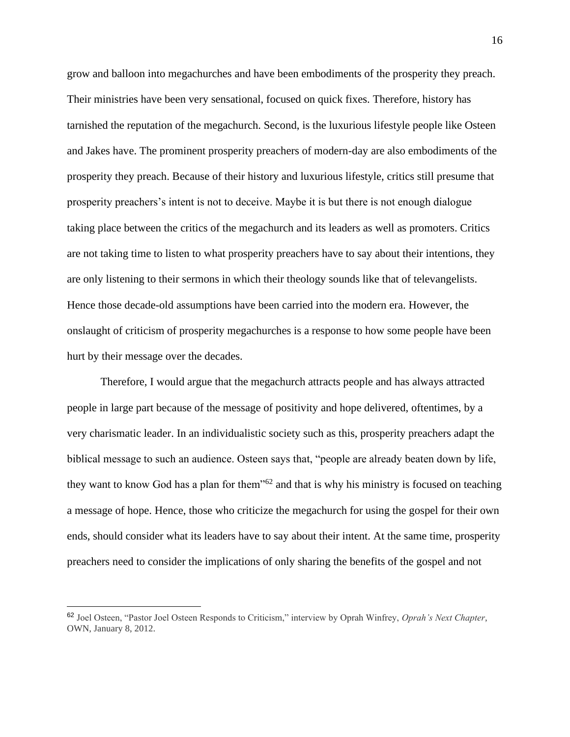grow and balloon into megachurches and have been embodiments of the prosperity they preach. Their ministries have been very sensational, focused on quick fixes. Therefore, history has tarnished the reputation of the megachurch. Second, is the luxurious lifestyle people like Osteen and Jakes have. The prominent prosperity preachers of modern-day are also embodiments of the prosperity they preach. Because of their history and luxurious lifestyle, critics still presume that prosperity preachers's intent is not to deceive. Maybe it is but there is not enough dialogue taking place between the critics of the megachurch and its leaders as well as promoters. Critics are not taking time to listen to what prosperity preachers have to say about their intentions, they are only listening to their sermons in which their theology sounds like that of televangelists. Hence those decade-old assumptions have been carried into the modern era. However, the onslaught of criticism of prosperity megachurches is a response to how some people have been hurt by their message over the decades.

Therefore, I would argue that the megachurch attracts people and has always attracted people in large part because of the message of positivity and hope delivered, oftentimes, by a very charismatic leader. In an individualistic society such as this, prosperity preachers adapt the biblical message to such an audience. Osteen says that, "people are already beaten down by life, they want to know God has a plan for them"[62] and that is why his ministry is focused on teaching a message of hope. Hence, those who criticize the megachurch for using the gospel for their own ends, should consider what its leaders have to say about their intent. At the same time, prosperity preachers need to consider the implications of only sharing the benefits of the gospel and not

[62] Joel Osteen, "Pastor Joel Osteen Responds to Criticism," interview by Oprah Winfrey, *Oprah's Next Chapter*, OWN, January 8, 2012.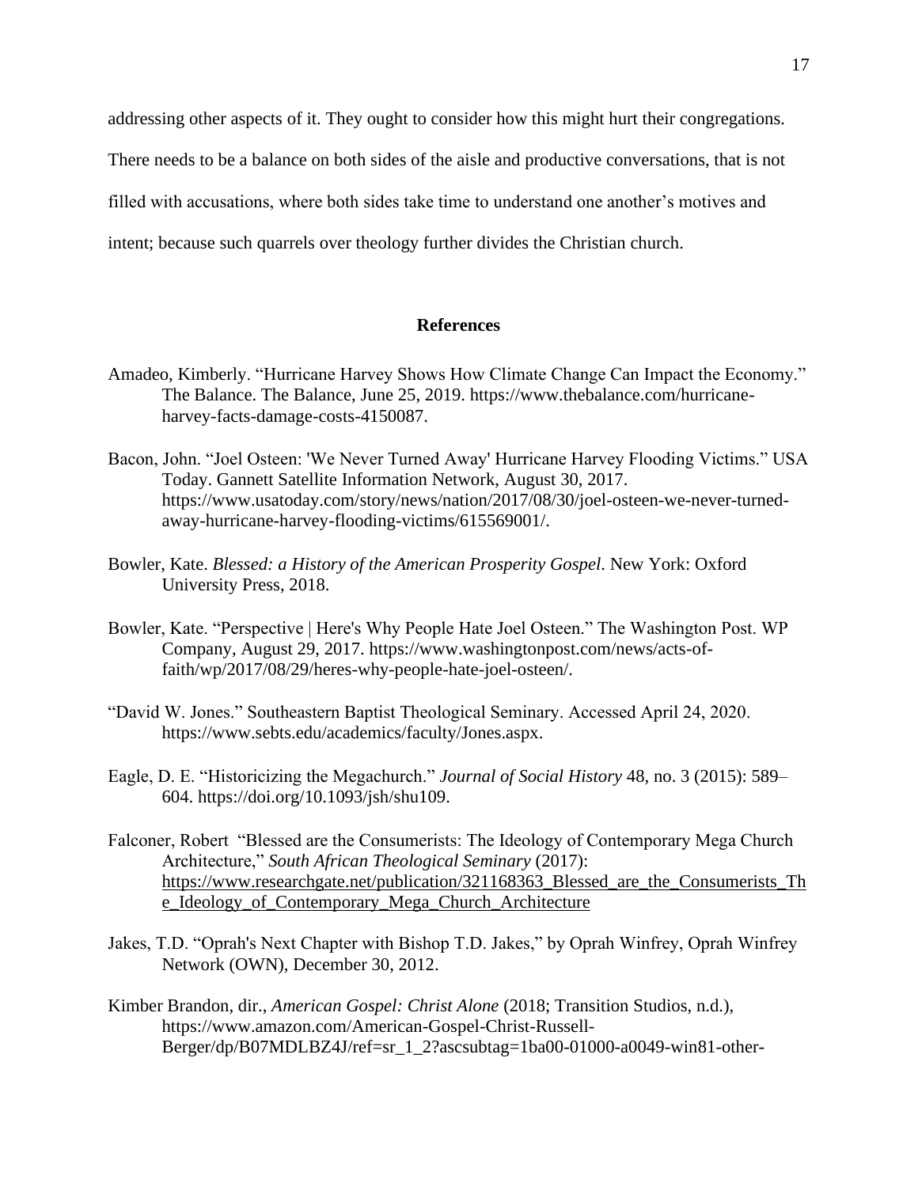addressing other aspects of it. They ought to consider how this might hurt their congregations. There needs to be a balance on both sides of the aisle and productive conversations, that is not filled with accusations, where both sides take time to understand one another's motives and intent; because such quarrels over theology further divides the Christian church.

## References

Amadeo, Kimberly. "Hurricane Harvey Shows How Climate Change Can Impact the Economy." The Balance. The Balance, June 25, 2019. https://www.thebalance.com/hurricane-harvey-facts-damage-costs-4150087.

Bacon, John. "Joel Osteen: 'We Never Turned Away' Hurricane Harvey Flooding Victims." USA Today. Gannett Satellite Information Network, August 30, 2017. https://www.usatoday.com/story/news/nation/2017/08/30/joel-osteen-we-never-turned-away-hurricane-harvey-flooding-victims/615569001/.

Bowler, Kate. *Blessed: a History of the American Prosperity Gospel*. New York: Oxford University Press, 2018.

Bowler, Kate. "Perspective | Here's Why People Hate Joel Osteen." The Washington Post. WP Company, August 29, 2017. https://www.washingtonpost.com/news/acts-of-faith/wp/2017/08/29/heres-why-people-hate-joel-osteen/.

"David W. Jones." Southeastern Baptist Theological Seminary. Accessed April 24, 2020. https://www.sebts.edu/academics/faculty/Jones.aspx.

Eagle, D. E. "Historicizing the Megachurch." *Journal of Social History* 48, no. 3 (2015): 589–604. https://doi.org/10.1093/jsh/shu109.

Falconer, Robert "Blessed are the Consumerists: The Ideology of Contemporary Mega Church Architecture," *South African Theological Seminary* (2017): https://www.researchgate.net/publication/321168363_Blessed_are_the_Consumerists_The_Ideology_of_Contemporary_Mega_Church_Architecture

Jakes, T.D. "Oprah's Next Chapter with Bishop T.D. Jakes," by Oprah Winfrey, Oprah Winfrey Network (OWN), December 30, 2012.

Kimber Brandon, dir., *American Gospel: Christ Alone* (2018; Transition Studios, n.d.), https://www.amazon.com/American-Gospel-Christ-Russell-Berger/dp/B07MDLBZ4J/ref=sr_1_2?ascsubtag=1ba00-01000-a0049-win81-other-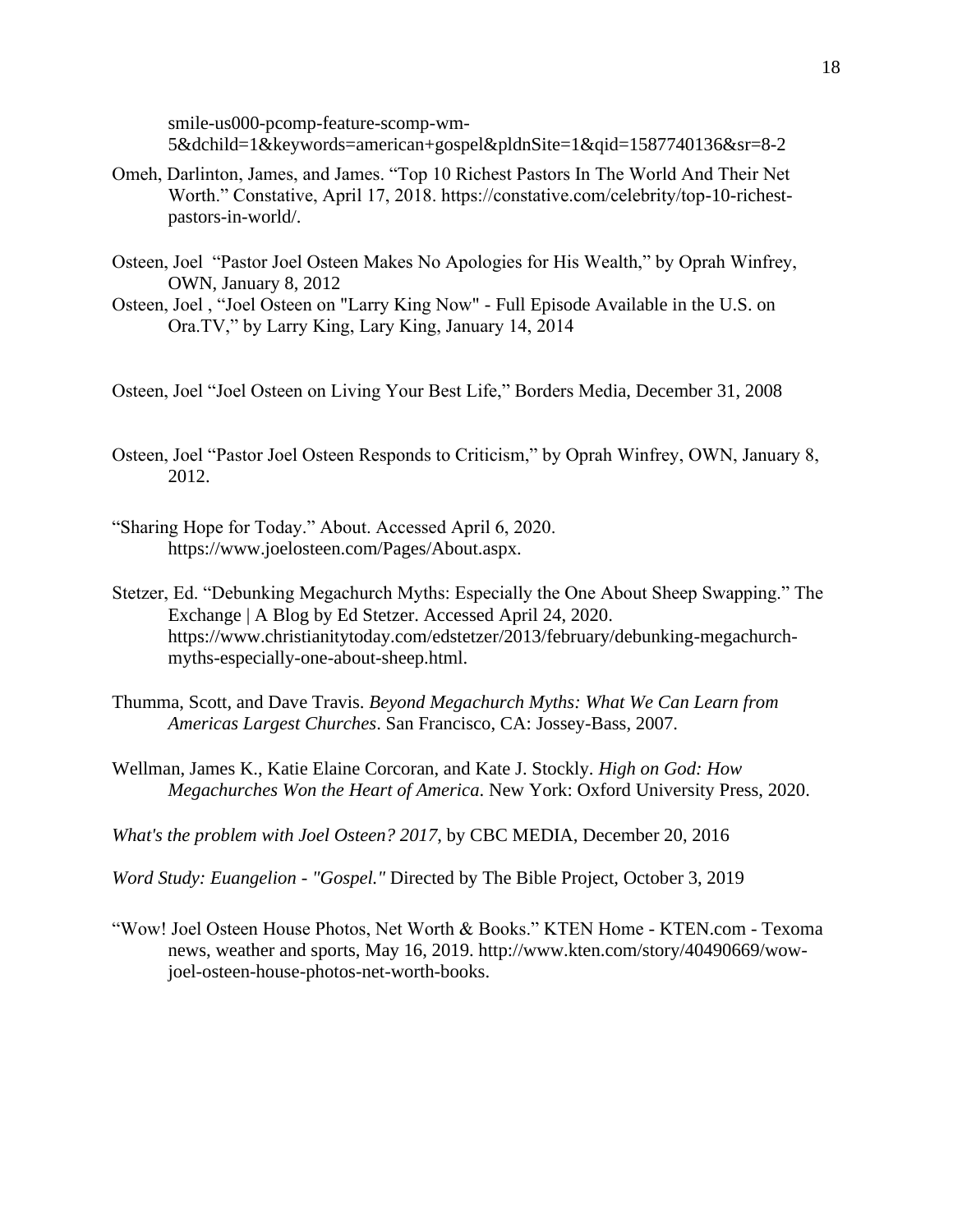smile-us000-pcomp-feature-scomp-wm-5&dchild=1&keywords=american+gospel&pldnSite=1&qid=1587740136&sr=8-2

Omeh, Darlinton, James, and James. “Top 10 Richest Pastors In The World And Their Net Worth.” Constative, April 17, 2018. https://constative.com/celebrity/top-10-richest-pastors-in-world/.

Osteen, Joel “Pastor Joel Osteen Makes No Apologies for His Wealth,” by Oprah Winfrey, OWN, January 8, 2012

Osteen, Joel , “Joel Osteen on "Larry King Now" - Full Episode Available in the U.S. on Ora.TV,” by Larry King, Lary King, January 14, 2014

Osteen, Joel “Joel Osteen on Living Your Best Life,” Borders Media, December 31, 2008

Osteen, Joel “Pastor Joel Osteen Responds to Criticism,” by Oprah Winfrey, OWN, January 8, 2012.

“Sharing Hope for Today.” About. Accessed April 6, 2020. https://www.joelosteen.com/Pages/About.aspx.

Stetzer, Ed. “Debunking Megachurch Myths: Especially the One About Sheep Swapping.” The Exchange | A Blog by Ed Stetzer. Accessed April 24, 2020. https://www.christianitytoday.com/edstetzer/2013/february/debunking-megachurch-myths-especially-one-about-sheep.html.

Thumma, Scott, and Dave Travis. *Beyond Megachurch Myths: What We Can Learn from Americas Largest Churches*. San Francisco, CA: Jossey-Bass, 2007.

Wellman, James K., Katie Elaine Corcoran, and Kate J. Stockly. *High on God: How Megachurches Won the Heart of America*. New York: Oxford University Press, 2020.

*What's the problem with Joel Osteen? 2017*, by CBC MEDIA, December 20, 2016

*Word Study: Euangelion - "Gospel."* Directed by The Bible Project, October 3, 2019

“Wow! Joel Osteen House Photos, Net Worth & Books.” KTEN Home - KTEN.com - Texoma news, weather and sports, May 16, 2019. http://www.kten.com/story/40490669/wow-joel-osteen-house-photos-net-worth-books.